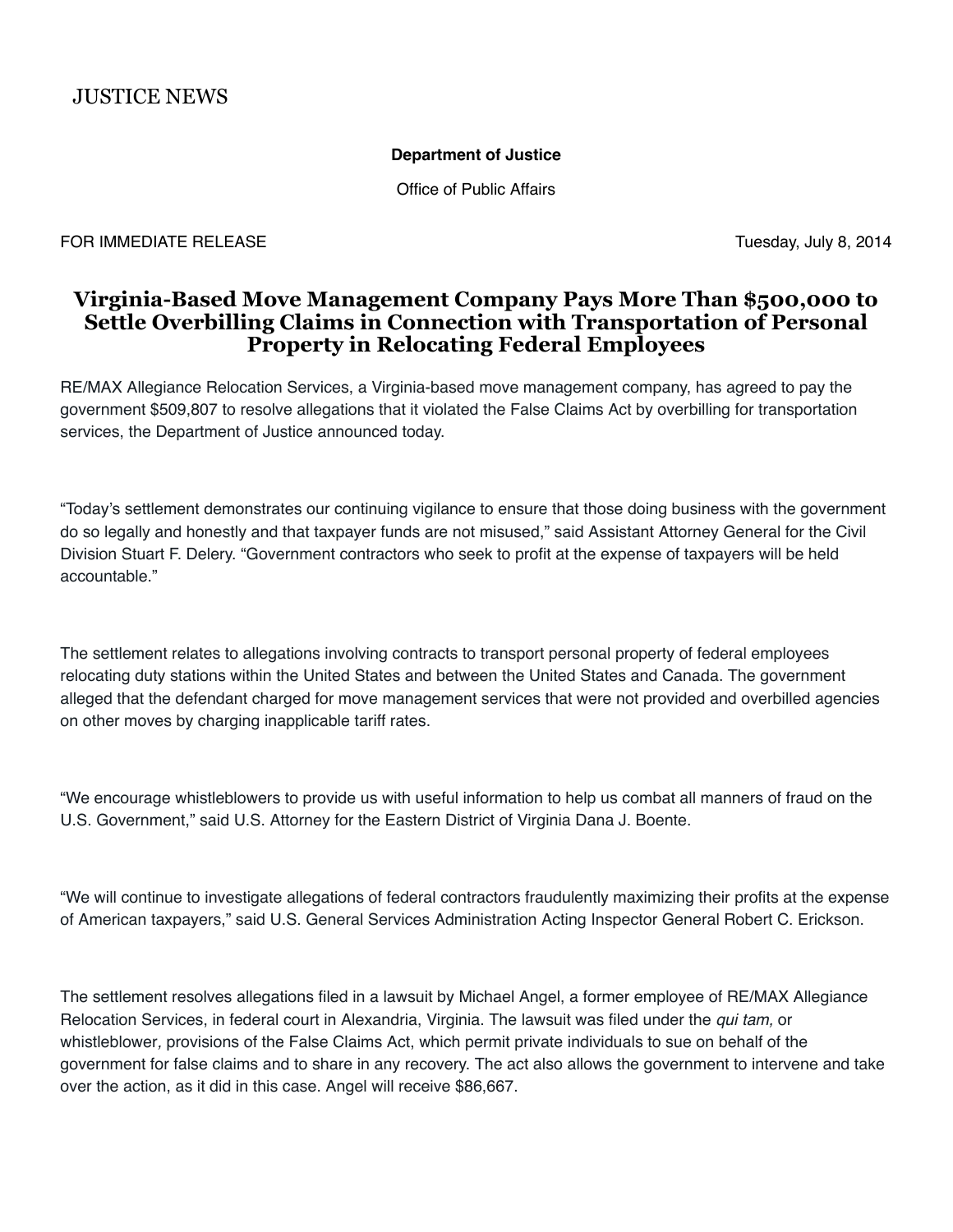JUSTICE NEWS

**Department of Justice**

Office of Public Affairs

FOR IMMEDIATE RELEASE Tuesday, July 8, 2014

# Virginia-Based Move Management Company Pays More Than $500,000 to Settle Overbilling Claims in Connection with Transportation of Personal Property in Relocating Federal Employees

RE/MAX Allegiance Relocation Services, a Virginia-based move management company, has agreed to pay the government $509,807 to resolve allegations that it violated the False Claims Act by overbilling for transportation services, the Department of Justice announced today.

"Today's settlement demonstrates our continuing vigilance to ensure that those doing business with the government do so legally and honestly and that taxpayer funds are not misused," said Assistant Attorney General for the Civil Division Stuart F. Delery. "Government contractors who seek to profit at the expense of taxpayers will be held accountable."

The settlement relates to allegations involving contracts to transport personal property of federal employees relocating duty stations within the United States and between the United States and Canada. The government alleged that the defendant charged for move management services that were not provided and overbilled agencies on other moves by charging inapplicable tariff rates.

"We encourage whistleblowers to provide us with useful information to help us combat all manners of fraud on the U.S. Government," said U.S. Attorney for the Eastern District of Virginia Dana J. Boente.

"We will continue to investigate allegations of federal contractors fraudulently maximizing their profits at the expense of American taxpayers," said U.S. General Services Administration Acting Inspector General Robert C. Erickson.

The settlement resolves allegations filed in a lawsuit by Michael Angel, a former employee of RE/MAX Allegiance Relocation Services, in federal court in Alexandria, Virginia. The lawsuit was filed under the *qui tam,* or whistleblower*,* provisions of the False Claims Act, which permit private individuals to sue on behalf of the government for false claims and to share in any recovery. The act also allows the government to intervene and take over the action, as it did in this case. Angel will receive $86,667.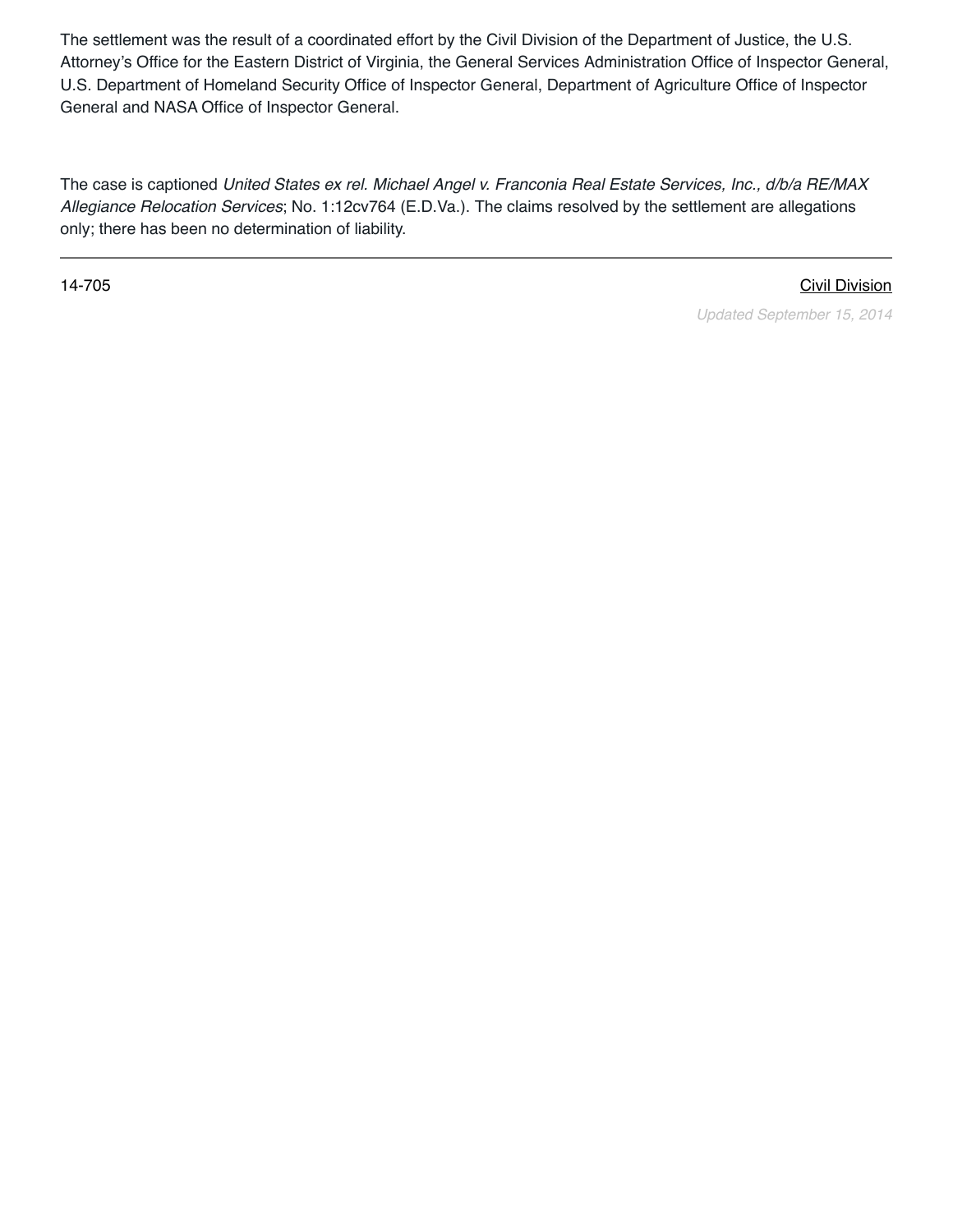The settlement was the result of a coordinated effort by the Civil Division of the Department of Justice, the U.S. Attorney's Office for the Eastern District of Virginia, the General Services Administration Office of Inspector General, U.S. Department of Homeland Security Office of Inspector General, Department of Agriculture Office of Inspector General and NASA Office of Inspector General.

The case is captioned *United States ex rel. Michael Angel v. Franconia Real Estate Services, Inc., d/b/a RE/MAX Allegiance Relocation Services*; No. 1:12cv764 (E.D.Va.). The claims resolved by the settlement are allegations only; there has been no determination of liability.

---

14-705

Civil Division

*Updated September 15, 2014*